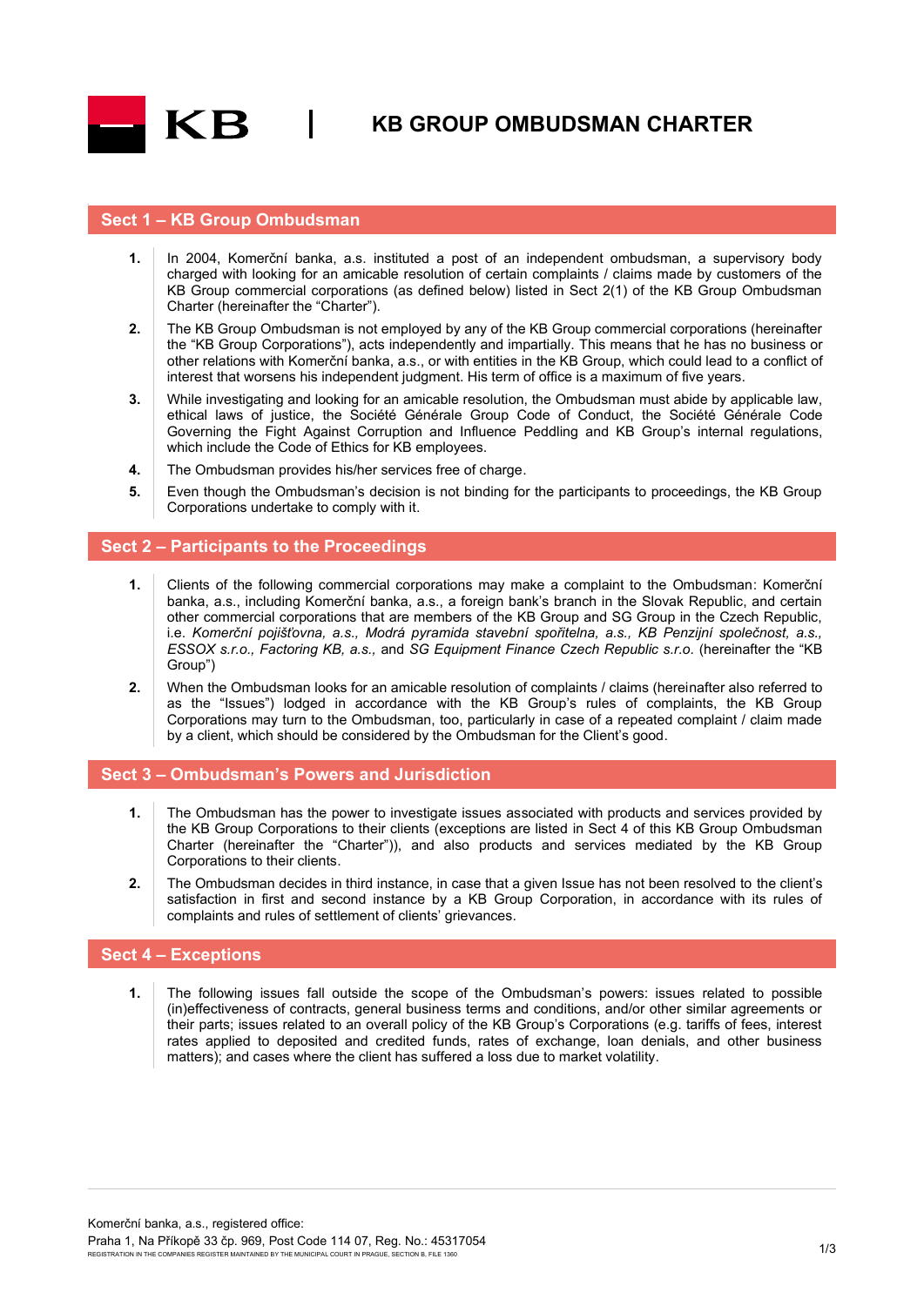# KB GROUP OMBUDSMAN CHARTER

## Sect 1 – KB Group Ombudsman

1. In 2004, Komerční banka, a.s. instituted a post of an independent ombudsman, a supervisory body charged with looking for an amicable resolution of certain complaints / claims made by customers of the KB Group commercial corporations (as defined below) listed in Sect 2(1) of the KB Group Ombudsman Charter (hereinafter the "Charter").
2. The KB Group Ombudsman is not employed by any of the KB Group commercial corporations (hereinafter the "KB Group Corporations"), acts independently and impartially. This means that he has no business or other relations with Komerční banka, a.s., or with entities in the KB Group, which could lead to a conflict of interest that worsens his independent judgment. His term of office is a maximum of five years.
3. While investigating and looking for an amicable resolution, the Ombudsman must abide by applicable law, ethical laws of justice, the Société Générale Group Code of Conduct, the Société Générale Code Governing the Fight Against Corruption and Influence Peddling and KB Group's internal regulations, which include the Code of Ethics for KB employees.
4. The Ombudsman provides his/her services free of charge.
5. Even though the Ombudsman's decision is not binding for the participants to proceedings, the KB Group Corporations undertake to comply with it.

## Sect 2 – Participants to the Proceedings

1. Clients of the following commercial corporations may make a complaint to the Ombudsman: Komerční banka, a.s., including Komerční banka, a.s., a foreign bank's branch in the Slovak Republic, and certain other commercial corporations that are members of the KB Group and SG Group in the Czech Republic, i.e. *Komerční pojišťovna, a.s., Modrá pyramida stavební spořitelna, a.s., KB Penzijní společnost, a.s., ESSOX s.r.o., Factoring KB, a.s.,* and *SG Equipment Finance Czech Republic s.r.o*. (hereinafter the "KB Group")
2. When the Ombudsman looks for an amicable resolution of complaints / claims (hereinafter also referred to as the "Issues") lodged in accordance with the KB Group's rules of complaints, the KB Group Corporations may turn to the Ombudsman, too, particularly in case of a repeated complaint / claim made by a client, which should be considered by the Ombudsman for the Client's good.

## Sect 3 – Ombudsman's Powers and Jurisdiction

1. The Ombudsman has the power to investigate issues associated with products and services provided by the KB Group Corporations to their clients (exceptions are listed in Sect 4 of this KB Group Ombudsman Charter (hereinafter the "Charter")), and also products and services mediated by the KB Group Corporations to their clients.
2. The Ombudsman decides in third instance, in case that a given Issue has not been resolved to the client's satisfaction in first and second instance by a KB Group Corporation, in accordance with its rules of complaints and rules of settlement of clients' grievances.

## Sect 4 – Exceptions

1. The following issues fall outside the scope of the Ombudsman's powers: issues related to possible (in)effectiveness of contracts, general business terms and conditions, and/or other similar agreements or their parts; issues related to an overall policy of the KB Group's Corporations (e.g. tariffs of fees, interest rates applied to deposited and credited funds, rates of exchange, loan denials, and other business matters); and cases where the client has suffered a loss due to market volatility.

Komerční banka, a.s., registered office:
Praha 1, Na Příkopě 33 čp. 969, Post Code 114 07, Reg. No.: 45317054
REGISTRATION IN THE COMPANIES REGISTER MAINTAINED BY THE MUNICIPAL COURT IN PRAGUE, SECTION B, FILE 1360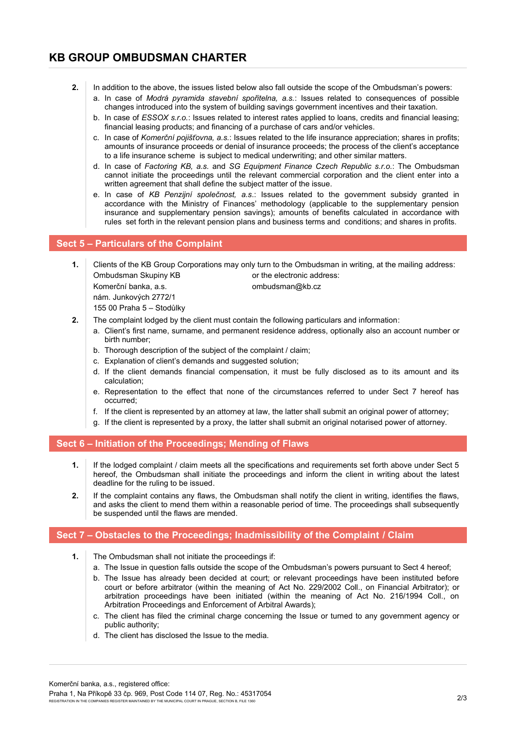2. In addition to the above, the issues listed below also fall outside the scope of the Ombudsman's powers:
   a. In case of *Modrá pyramida stavební spořitelna, a.s.*: Issues related to consequences of possible changes introduced into the system of building savings government incentives and their taxation.
   b. In case of *ESSOX s.r.o.*: Issues related to interest rates applied to loans, credits and financial leasing; financial leasing products; and financing of a purchase of cars and/or vehicles.
   c. In case of *Komerční pojišťovna, a.s.*: Issues related to the life insurance appreciation; shares in profits; amounts of insurance proceeds or denial of insurance proceeds; the process of the client's acceptance to a life insurance scheme is subject to medical underwriting; and other similar matters.
   d. In case of *Factoring KB, a.s.* and *SG Equipment Finance Czech Republic s.r.o.*: The Ombudsman cannot initiate the proceedings until the relevant commercial corporation and the client enter into a written agreement that shall define the subject matter of the issue.
   e. In case of *KB Penzijní společnost, a.s.*: Issues related to the government subsidy granted in accordance with the Ministry of Finances' methodology (applicable to the supplementary pension insurance and supplementary pension savings); amounts of benefits calculated in accordance with rules set forth in the relevant pension plans and business terms and conditions; and shares in profits.

## Sect 5 – Particulars of the Complaint

1. Clients of the KB Group Corporations may only turn to the Ombudsman in writing, at the mailing address:
   Ombudsman Skupiny KB
   Komerční banka, a.s.
   nám. Junkových 2772/1
   155 00 Praha 5 – Stodůlky
   or the electronic address:
   ombudsman@kb.cz
2. The complaint lodged by the client must contain the following particulars and information:
   a. Client's first name, surname, and permanent residence address, optionally also an account number or birth number;
   b. Thorough description of the subject of the complaint / claim;
   c. Explanation of client's demands and suggested solution;
   d. If the client demands financial compensation, it must be fully disclosed as to its amount and its calculation;
   e. Representation to the effect that none of the circumstances referred to under Sect 7 hereof has occurred;
   f. If the client is represented by an attorney at law, the latter shall submit an original power of attorney;
   g. If the client is represented by a proxy, the latter shall submit an original notarised power of attorney.

## Sect 6 – Initiation of the Proceedings; Mending of Flaws

1. If the lodged complaint / claim meets all the specifications and requirements set forth above under Sect 5 hereof, the Ombudsman shall initiate the proceedings and inform the client in writing about the latest deadline for the ruling to be issued.
2. If the complaint contains any flaws, the Ombudsman shall notify the client in writing, identifies the flaws, and asks the client to mend them within a reasonable period of time. The proceedings shall subsequently be suspended until the flaws are mended.

## Sect 7 – Obstacles to the Proceedings; Inadmissibility of the Complaint / Claim

1. The Ombudsman shall not initiate the proceedings if:
   a. The Issue in question falls outside the scope of the Ombudsman's powers pursuant to Sect 4 hereof;
   b. The Issue has already been decided at court; or relevant proceedings have been instituted before court or before arbitrator (within the meaning of Act No. 229/2002 Coll., on Financial Arbitrator); or arbitration proceedings have been initiated (within the meaning of Act No. 216/1994 Coll., on Arbitration Proceedings and Enforcement of Arbitral Awards);
   c. The client has filed the criminal charge concerning the Issue or turned to any government agency or public authority;
   d. The client has disclosed the Issue to the media.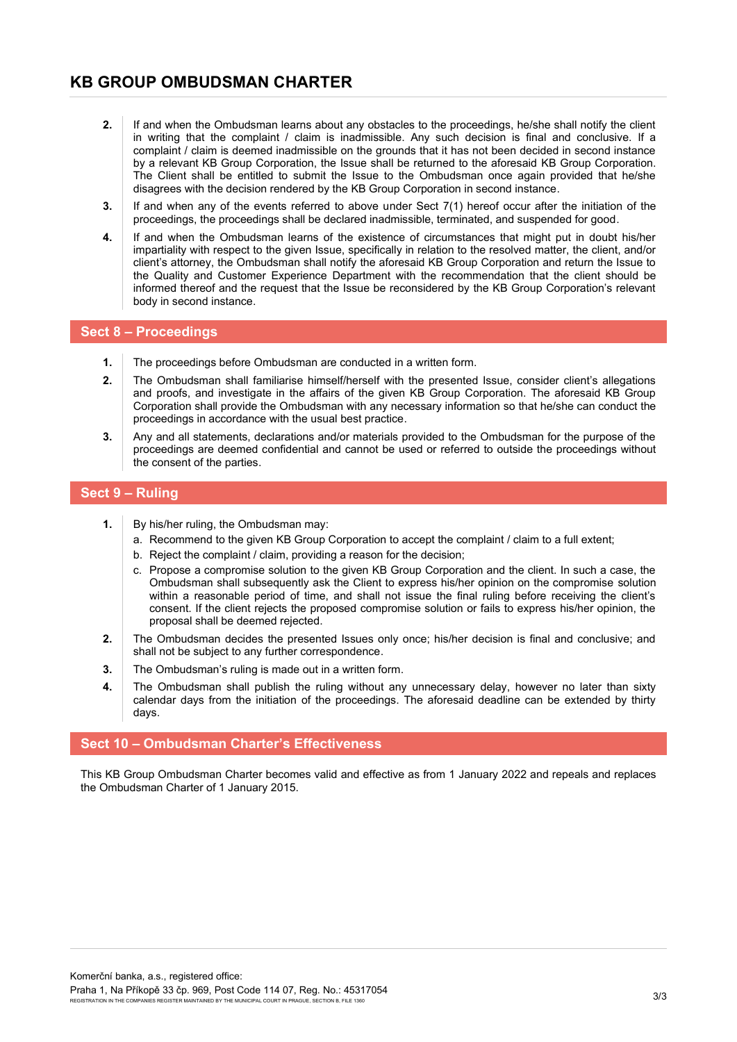2. If and when the Ombudsman learns about any obstacles to the proceedings, he/she shall notify the client in writing that the complaint / claim is inadmissible. Any such decision is final and conclusive. If a complaint / claim is deemed inadmissible on the grounds that it has not been decided in second instance by a relevant KB Group Corporation, the Issue shall be returned to the aforesaid KB Group Corporation. The Client shall be entitled to submit the Issue to the Ombudsman once again provided that he/she disagrees with the decision rendered by the KB Group Corporation in second instance.
3. If and when any of the events referred to above under Sect 7(1) hereof occur after the initiation of the proceedings, the proceedings shall be declared inadmissible, terminated, and suspended for good.
4. If and when the Ombudsman learns of the existence of circumstances that might put in doubt his/her impartiality with respect to the given Issue, specifically in relation to the resolved matter, the client, and/or client's attorney, the Ombudsman shall notify the aforesaid KB Group Corporation and return the Issue to the Quality and Customer Experience Department with the recommendation that the client should be informed thereof and the request that the Issue be reconsidered by the KB Group Corporation's relevant body in second instance.

## Sect 8 – Proceedings

1. The proceedings before Ombudsman are conducted in a written form.
2. The Ombudsman shall familiarise himself/herself with the presented Issue, consider client's allegations and proofs, and investigate in the affairs of the given KB Group Corporation. The aforesaid KB Group Corporation shall provide the Ombudsman with any necessary information so that he/she can conduct the proceedings in accordance with the usual best practice.
3. Any and all statements, declarations and/or materials provided to the Ombudsman for the purpose of the proceedings are deemed confidential and cannot be used or referred to outside the proceedings without the consent of the parties.

## Sect 9 – Ruling

1. By his/her ruling, the Ombudsman may:
   a. Recommend to the given KB Group Corporation to accept the complaint / claim to a full extent;
   b. Reject the complaint / claim, providing a reason for the decision;
   c. Propose a compromise solution to the given KB Group Corporation and the client. In such a case, the Ombudsman shall subsequently ask the Client to express his/her opinion on the compromise solution within a reasonable period of time, and shall not issue the final ruling before receiving the client's consent. If the client rejects the proposed compromise solution or fails to express his/her opinion, the proposal shall be deemed rejected.
2. The Ombudsman decides the presented Issues only once; his/her decision is final and conclusive; and shall not be subject to any further correspondence.
3. The Ombudsman's ruling is made out in a written form.
4. The Ombudsman shall publish the ruling without any unnecessary delay, however no later than sixty calendar days from the initiation of the proceedings. The aforesaid deadline can be extended by thirty days.

## Sect 10 – Ombudsman Charter's Effectiveness

This KB Group Ombudsman Charter becomes valid and effective as from 1 January 2022 and repeals and replaces the Ombudsman Charter of 1 January 2015.